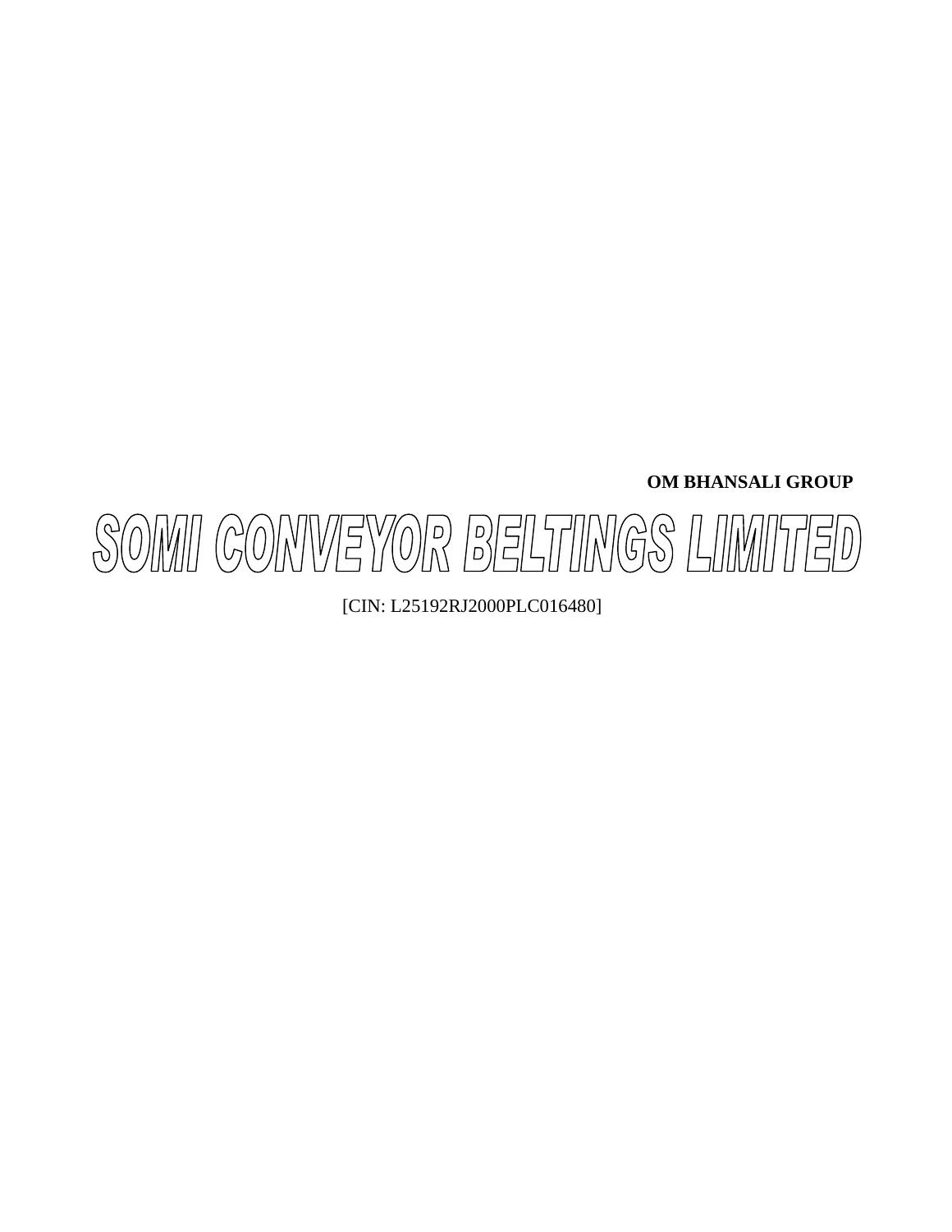**OM BHANSALI GROUP**

# SOMI CONVEYOR BELTINGS LIMITED

[CIN: L25192RJ2000PLC016480]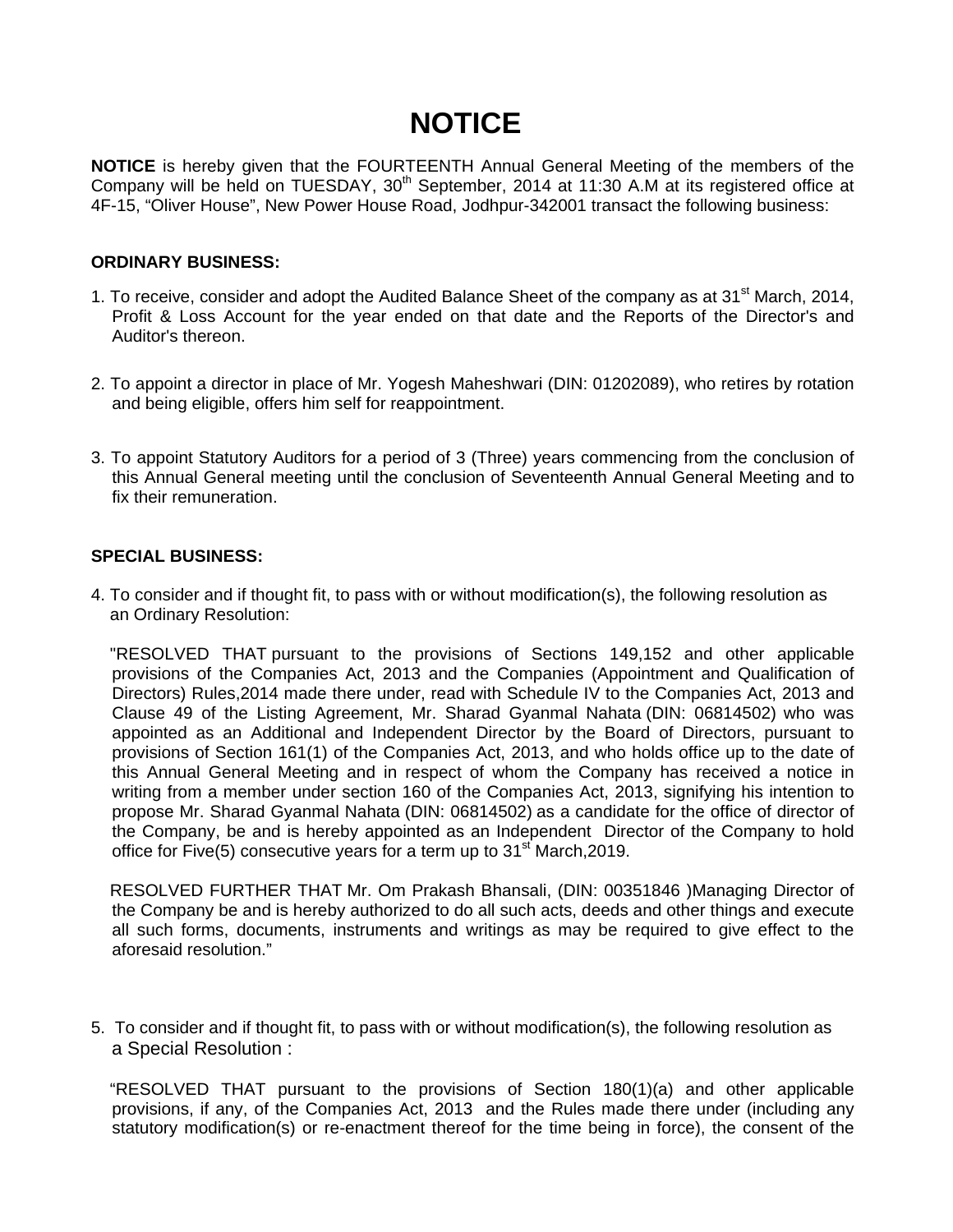# NOTICE

**NOTICE** is hereby given that the FOURTEENTH Annual General Meeting of the members of the Company will be held on TUESDAY, 30th September, 2014 at 11:30 A.M at its registered office at 4F-15, "Oliver House", New Power House Road, Jodhpur-342001 transact the following business:

**ORDINARY BUSINESS:**

1. To receive, consider and adopt the Audited Balance Sheet of the company as at 31st March, 2014, Profit & Loss Account for the year ended on that date and the Reports of the Director's and Auditor's thereon.

2. To appoint a director in place of Mr. Yogesh Maheshwari (DIN: 01202089), who retires by rotation and being eligible, offers him self for reappointment.

3. To appoint Statutory Auditors for a period of 3 (Three) years commencing from the conclusion of this Annual General meeting until the conclusion of Seventeenth Annual General Meeting and to fix their remuneration.

**SPECIAL BUSINESS:**

4. To consider and if thought fit, to pass with or without modification(s), the following resolution as an Ordinary Resolution:

   "RESOLVED THAT pursuant to the provisions of Sections 149,152 and other applicable provisions of the Companies Act, 2013 and the Companies (Appointment and Qualification of Directors) Rules,2014 made there under, read with Schedule IV to the Companies Act, 2013 and Clause 49 of the Listing Agreement, Mr. Sharad Gyanmal Nahata (DIN: 06814502) who was appointed as an Additional and Independent Director by the Board of Directors, pursuant to provisions of Section 161(1) of the Companies Act, 2013, and who holds office up to the date of this Annual General Meeting and in respect of whom the Company has received a notice in writing from a member under section 160 of the Companies Act, 2013, signifying his intention to propose Mr. Sharad Gyanmal Nahata (DIN: 06814502) as a candidate for the office of director of the Company, be and is hereby appointed as an Independent Director of the Company to hold office for Five(5) consecutive years for a term up to 31st March,2019.

   RESOLVED FURTHER THAT Mr. Om Prakash Bhansali, (DIN: 00351846 )Managing Director of the Company be and is hereby authorized to do all such acts, deeds and other things and execute all such forms, documents, instruments and writings as may be required to give effect to the aforesaid resolution."

5. To consider and if thought fit, to pass with or without modification(s), the following resolution as a Special Resolution :

   "RESOLVED THAT pursuant to the provisions of Section 180(1)(a) and other applicable provisions, if any, of the Companies Act, 2013 and the Rules made there under (including any statutory modification(s) or re-enactment thereof for the time being in force), the consent of the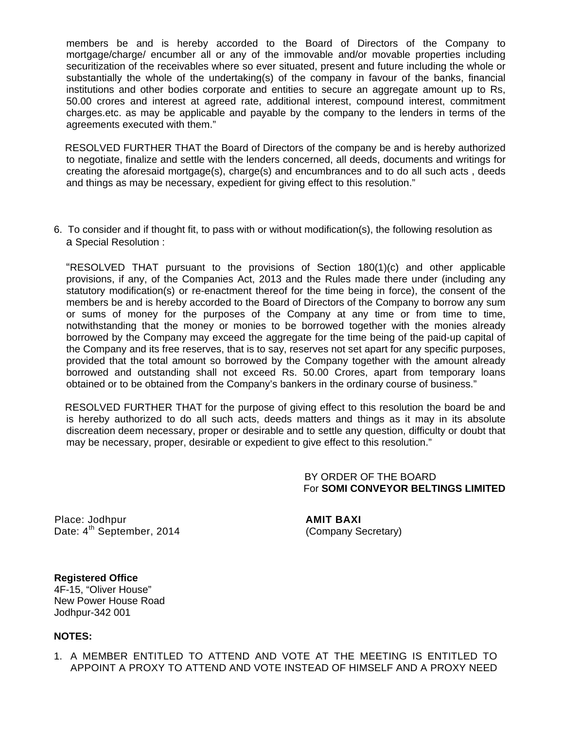members be and is hereby accorded to the Board of Directors of the Company to mortgage/charge/ encumber all or any of the immovable and/or movable properties including securitization of the receivables where so ever situated, present and future including the whole or substantially the whole of the undertaking(s) of the company in favour of the banks, financial institutions and other bodies corporate and entities to secure an aggregate amount up to Rs, 50.00 crores and interest at agreed rate, additional interest, compound interest, commitment charges.etc. as may be applicable and payable by the company to the lenders in terms of the agreements executed with them."

RESOLVED FURTHER THAT the Board of Directors of the company be and is hereby authorized to negotiate, finalize and settle with the lenders concerned, all deeds, documents and writings for creating the aforesaid mortgage(s), charge(s) and encumbrances and to do all such acts , deeds and things as may be necessary, expedient for giving effect to this resolution."

6. To consider and if thought fit, to pass with or without modification(s), the following resolution as a Special Resolution :

"RESOLVED THAT pursuant to the provisions of Section 180(1)(c) and other applicable provisions, if any, of the Companies Act, 2013 and the Rules made there under (including any statutory modification(s) or re-enactment thereof for the time being in force), the consent of the members be and is hereby accorded to the Board of Directors of the Company to borrow any sum or sums of money for the purposes of the Company at any time or from time to time, notwithstanding that the money or monies to be borrowed together with the monies already borrowed by the Company may exceed the aggregate for the time being of the paid-up capital of the Company and its free reserves, that is to say, reserves not set apart for any specific purposes, provided that the total amount so borrowed by the Company together with the amount already borrowed and outstanding shall not exceed Rs. 50.00 Crores, apart from temporary loans obtained or to be obtained from the Company's bankers in the ordinary course of business."

RESOLVED FURTHER THAT for the purpose of giving effect to this resolution the board be and is hereby authorized to do all such acts, deeds matters and things as it may in its absolute discreation deem necessary, proper or desirable and to settle any question, difficulty or doubt that may be necessary, proper, desirable or expedient to give effect to this resolution."

BY ORDER OF THE BOARD
For **SOMI CONVEYOR BELTINGS LIMITED**

Place: Jodhpur
Date: 4th September, 2014

**AMIT BAXI**
(Company Secretary)

**Registered Office**
4F-15, "Oliver House"
New Power House Road
Jodhpur-342 001

**NOTES:**

1. A MEMBER ENTITLED TO ATTEND AND VOTE AT THE MEETING IS ENTITLED TO APPOINT A PROXY TO ATTEND AND VOTE INSTEAD OF HIMSELF AND A PROXY NEED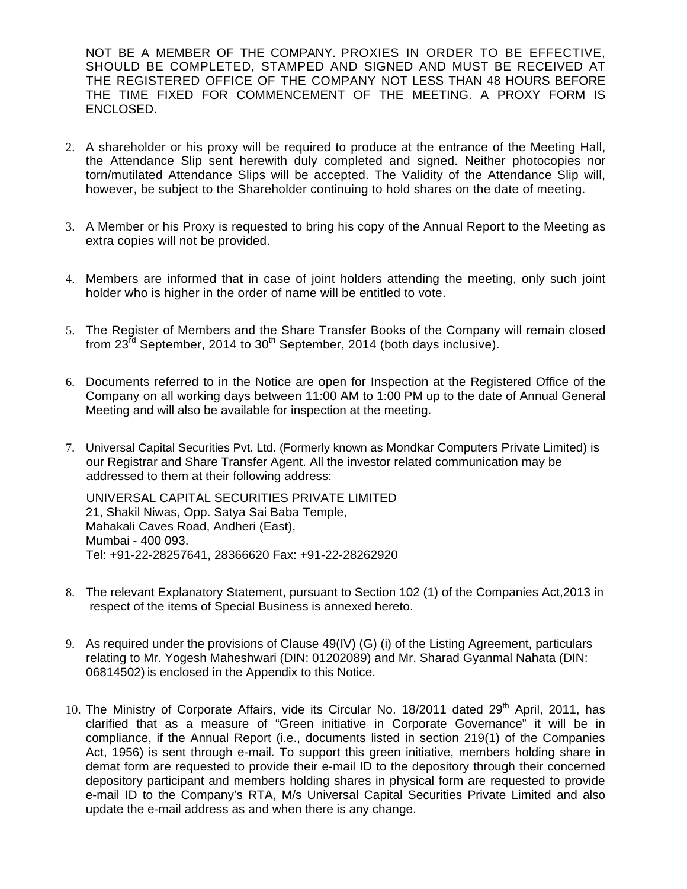NOT BE A MEMBER OF THE COMPANY. PROXIES IN ORDER TO BE EFFECTIVE, SHOULD BE COMPLETED, STAMPED AND SIGNED AND MUST BE RECEIVED AT THE REGISTERED OFFICE OF THE COMPANY NOT LESS THAN 48 HOURS BEFORE THE TIME FIXED FOR COMMENCEMENT OF THE MEETING. A PROXY FORM IS ENCLOSED.

2. A shareholder or his proxy will be required to produce at the entrance of the Meeting Hall, the Attendance Slip sent herewith duly completed and signed. Neither photocopies nor torn/mutilated Attendance Slips will be accepted. The Validity of the Attendance Slip will, however, be subject to the Shareholder continuing to hold shares on the date of meeting.

3. A Member or his Proxy is requested to bring his copy of the Annual Report to the Meeting as extra copies will not be provided.

4. Members are informed that in case of joint holders attending the meeting, only such joint holder who is higher in the order of name will be entitled to vote.

5. The Register of Members and the Share Transfer Books of the Company will remain closed from 23rd September, 2014 to 30th September, 2014 (both days inclusive).

6. Documents referred to in the Notice are open for Inspection at the Registered Office of the Company on all working days between 11:00 AM to 1:00 PM up to the date of Annual General Meeting and will also be available for inspection at the meeting.

7. Universal Capital Securities Pvt. Ltd. (Formerly known as Mondkar Computers Private Limited) is our Registrar and Share Transfer Agent. All the investor related communication may be addressed to them at their following address:

   UNIVERSAL CAPITAL SECURITIES PRIVATE LIMITED
   21, Shakil Niwas, Opp. Satya Sai Baba Temple,
   Mahakali Caves Road, Andheri (East),
   Mumbai - 400 093.
   Tel: +91-22-28257641, 28366620 Fax: +91-22-28262920

8. The relevant Explanatory Statement, pursuant to Section 102 (1) of the Companies Act,2013 in respect of the items of Special Business is annexed hereto.

9. As required under the provisions of Clause 49(IV) (G) (i) of the Listing Agreement, particulars relating to Mr. Yogesh Maheshwari (DIN: 01202089) and Mr. Sharad Gyanmal Nahata (DIN: 06814502) is enclosed in the Appendix to this Notice.

10. The Ministry of Corporate Affairs, vide its Circular No. 18/2011 dated 29th April, 2011, has clarified that as a measure of "Green initiative in Corporate Governance" it will be in compliance, if the Annual Report (i.e., documents listed in section 219(1) of the Companies Act, 1956) is sent through e-mail. To support this green initiative, members holding share in demat form are requested to provide their e-mail ID to the depository through their concerned depository participant and members holding shares in physical form are requested to provide e-mail ID to the Company's RTA, M/s Universal Capital Securities Private Limited and also update the e-mail address as and when there is any change.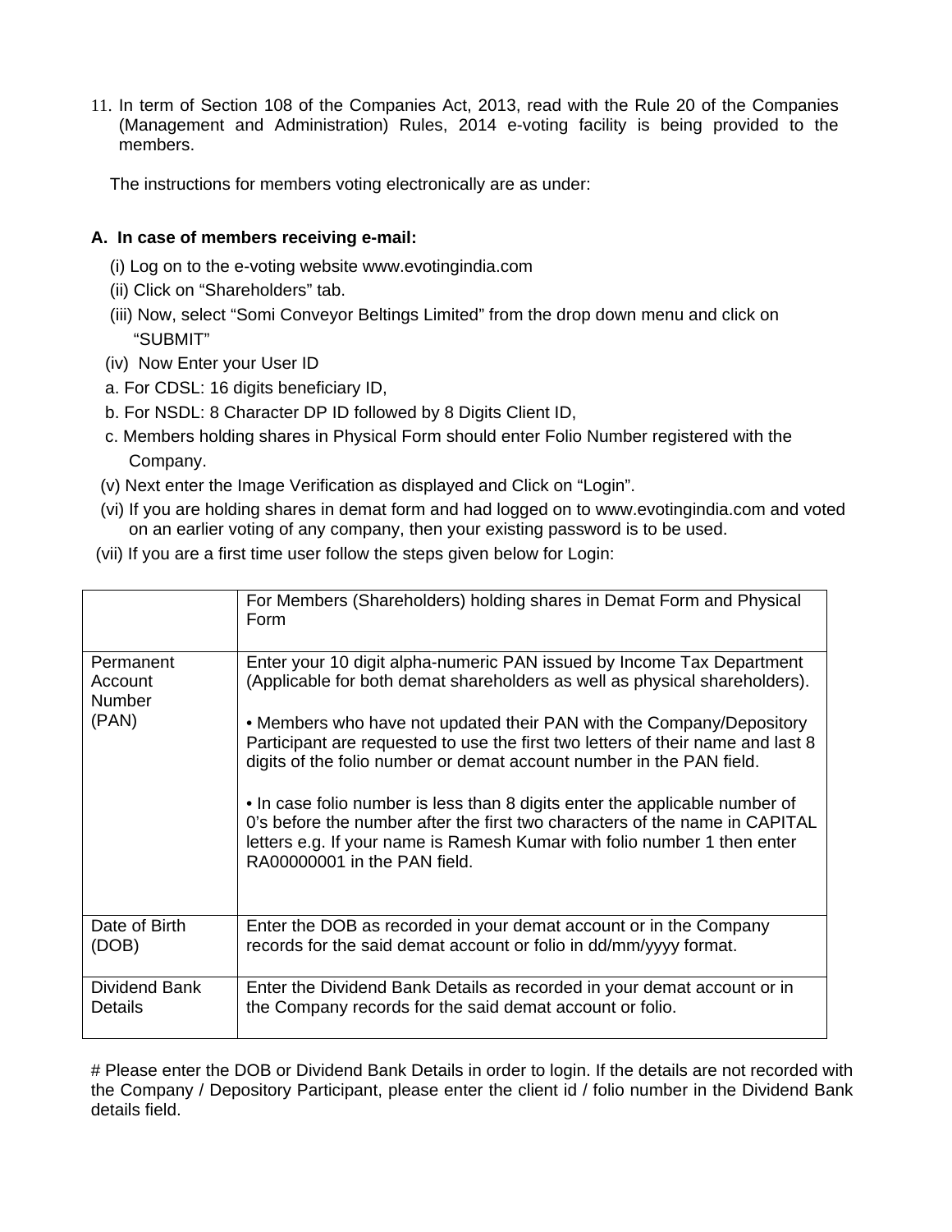11. In term of Section 108 of the Companies Act, 2013, read with the Rule 20 of the Companies (Management and Administration) Rules, 2014 e-voting facility is being provided to the members.

The instructions for members voting electronically are as under:

**A. In case of members receiving e-mail:**

(i) Log on to the e-voting website www.evotingindia.com

(ii) Click on "Shareholders" tab.

(iii) Now, select "Somi Conveyor Beltings Limited" from the drop down menu and click on "SUBMIT"

(iv) Now Enter your User ID

a. For CDSL: 16 digits beneficiary ID,

b. For NSDL: 8 Character DP ID followed by 8 Digits Client ID,

c. Members holding shares in Physical Form should enter Folio Number registered with the Company.

(v) Next enter the Image Verification as displayed and Click on "Login".

(vi) If you are holding shares in demat form and had logged on to www.evotingindia.com and voted on an earlier voting of any company, then your existing password is to be used.

(vii) If you are a first time user follow the steps given below for Login:

| | For Members (Shareholders) holding shares in Demat Form and Physical Form |
|---|---|
| Permanent Account Number (PAN) | Enter your 10 digit alpha-numeric PAN issued by Income Tax Department (Applicable for both demat shareholders as well as physical shareholders).<br><br>• Members who have not updated their PAN with the Company/Depository Participant are requested to use the first two letters of their name and last 8 digits of the folio number or demat account number in the PAN field.<br><br>• In case folio number is less than 8 digits enter the applicable number of 0's before the number after the first two characters of the name in CAPITAL letters e.g. If your name is Ramesh Kumar with folio number 1 then enter RA00000001 in the PAN field. |
| Date of Birth (DOB) | Enter the DOB as recorded in your demat account or in the Company records for the said demat account or folio in dd/mm/yyyy format. |
| Dividend Bank Details | Enter the Dividend Bank Details as recorded in your demat account or in the Company records for the said demat account or folio. |

# Please enter the DOB or Dividend Bank Details in order to login. If the details are not recorded with the Company / Depository Participant, please enter the client id / folio number in the Dividend Bank details field.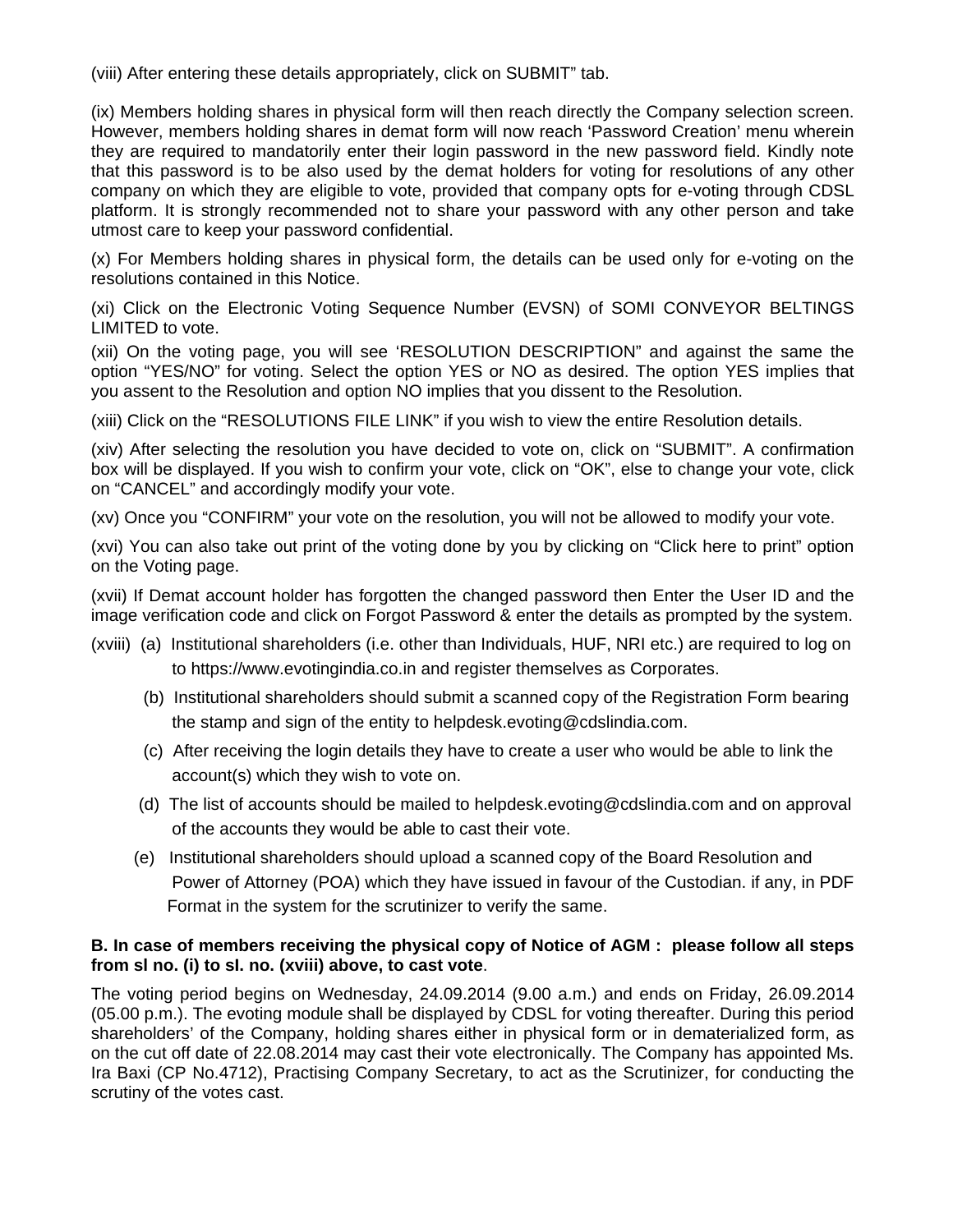(viii) After entering these details appropriately, click on SUBMIT" tab.

(ix) Members holding shares in physical form will then reach directly the Company selection screen. However, members holding shares in demat form will now reach 'Password Creation' menu wherein they are required to mandatorily enter their login password in the new password field. Kindly note that this password is to be also used by the demat holders for voting for resolutions of any other company on which they are eligible to vote, provided that company opts for e-voting through CDSL platform. It is strongly recommended not to share your password with any other person and take utmost care to keep your password confidential.

(x) For Members holding shares in physical form, the details can be used only for e-voting on the resolutions contained in this Notice.

(xi) Click on the Electronic Voting Sequence Number (EVSN) of SOMI CONVEYOR BELTINGS LIMITED to vote.

(xii) On the voting page, you will see 'RESOLUTION DESCRIPTION" and against the same the option "YES/NO" for voting. Select the option YES or NO as desired. The option YES implies that you assent to the Resolution and option NO implies that you dissent to the Resolution.

(xiii) Click on the "RESOLUTIONS FILE LINK" if you wish to view the entire Resolution details.

(xiv) After selecting the resolution you have decided to vote on, click on "SUBMIT". A confirmation box will be displayed. If you wish to confirm your vote, click on "OK", else to change your vote, click on "CANCEL" and accordingly modify your vote.

(xv) Once you "CONFIRM" your vote on the resolution, you will not be allowed to modify your vote.

(xvi) You can also take out print of the voting done by you by clicking on "Click here to print" option on the Voting page.

(xvii) If Demat account holder has forgotten the changed password then Enter the User ID and the image verification code and click on Forgot Password & enter the details as prompted by the system.

(xviii) (a) Institutional shareholders (i.e. other than Individuals, HUF, NRI etc.) are required to log on to https://www.evotingindia.co.in and register themselves as Corporates.

(b) Institutional shareholders should submit a scanned copy of the Registration Form bearing the stamp and sign of the entity to helpdesk.evoting@cdslindia.com.

(c) After receiving the login details they have to create a user who would be able to link the account(s) which they wish to vote on.

(d) The list of accounts should be mailed to helpdesk.evoting@cdslindia.com and on approval of the accounts they would be able to cast their vote.

(e) Institutional shareholders should upload a scanned copy of the Board Resolution and Power of Attorney (POA) which they have issued in favour of the Custodian. if any, in PDF Format in the system for the scrutinizer to verify the same.

**B. In case of members receiving the physical copy of Notice of AGM : please follow all steps from sl no. (i) to sl. no. (xviii) above, to cast vote**.

The voting period begins on Wednesday, 24.09.2014 (9.00 a.m.) and ends on Friday, 26.09.2014 (05.00 p.m.). The evoting module shall be displayed by CDSL for voting thereafter. During this period shareholders' of the Company, holding shares either in physical form or in dematerialized form, as on the cut off date of 22.08.2014 may cast their vote electronically. The Company has appointed Ms. Ira Baxi (CP No.4712), Practising Company Secretary, to act as the Scrutinizer, for conducting the scrutiny of the votes cast.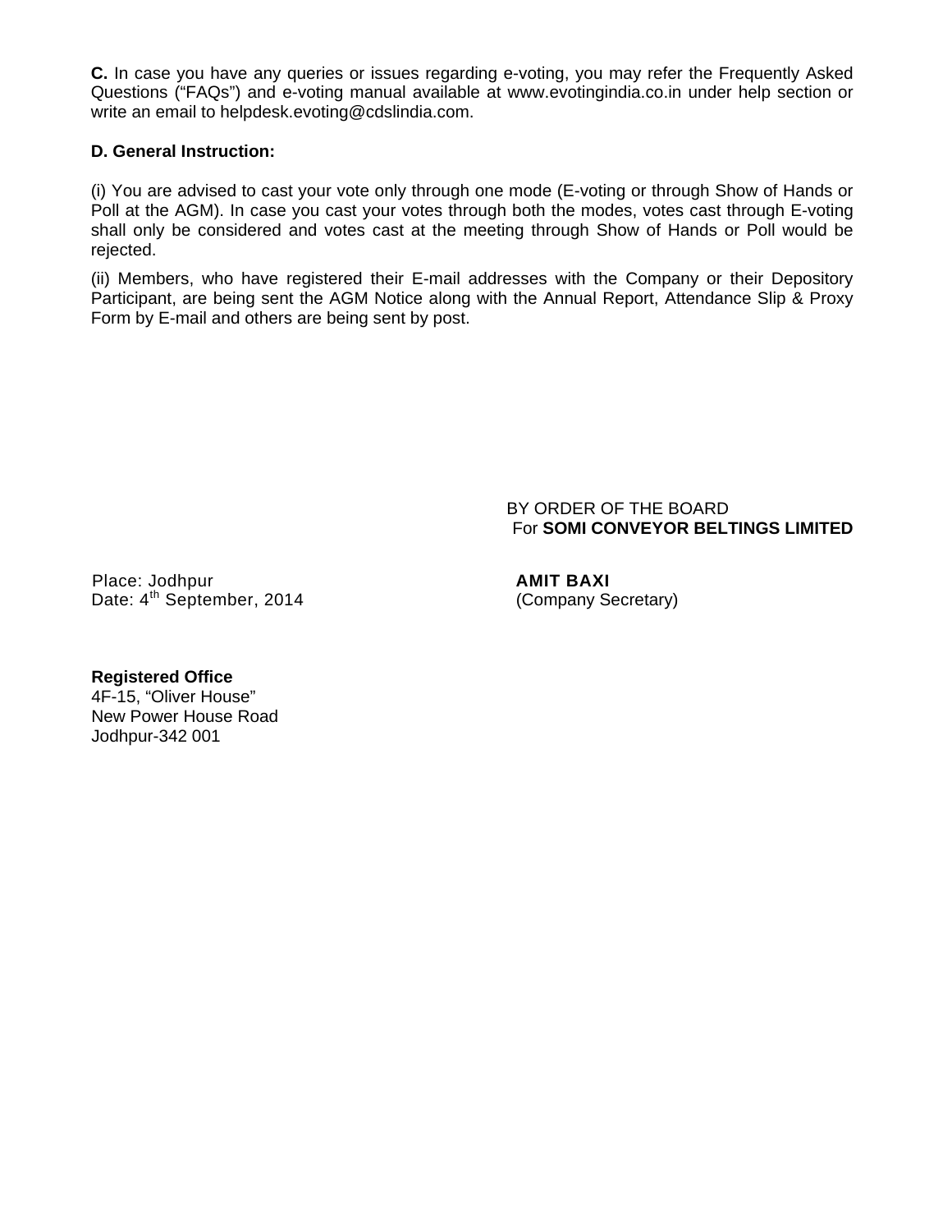**C.** In case you have any queries or issues regarding e-voting, you may refer the Frequently Asked Questions ("FAQs") and e-voting manual available at www.evotingindia.co.in under help section or write an email to helpdesk.evoting@cdslindia.com.

**D. General Instruction:**

(i) You are advised to cast your vote only through one mode (E-voting or through Show of Hands or Poll at the AGM). In case you cast your votes through both the modes, votes cast through E-voting shall only be considered and votes cast at the meeting through Show of Hands or Poll would be rejected.

(ii) Members, who have registered their E-mail addresses with the Company or their Depository Participant, are being sent the AGM Notice along with the Annual Report, Attendance Slip & Proxy Form by E-mail and others are being sent by post.

BY ORDER OF THE BOARD
For **SOMI CONVEYOR BELTINGS LIMITED**

Place: Jodhpur
Date: 4th September, 2014

**AMIT BAXI**
(Company Secretary)

**Registered Office**
4F-15, "Oliver House"
New Power House Road
Jodhpur-342 001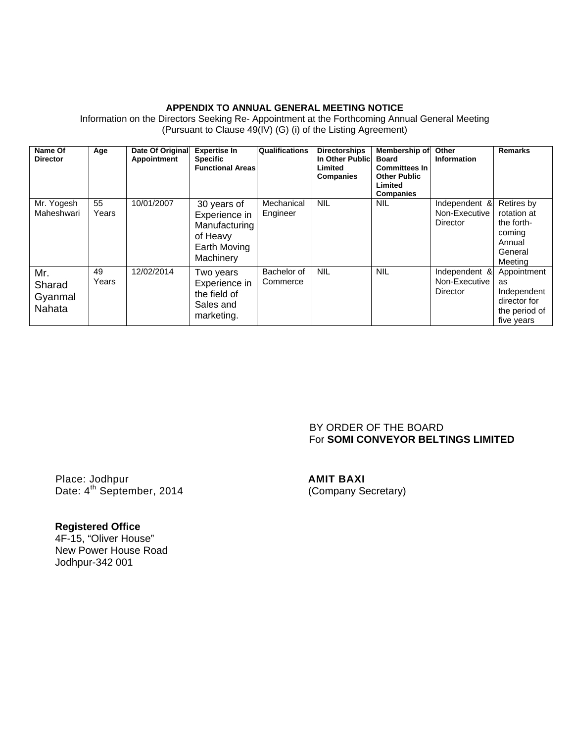**APPENDIX TO ANNUAL GENERAL MEETING NOTICE**

Information on the Directors Seeking Re- Appointment at the Forthcoming Annual General Meeting
(Pursuant to Clause 49(IV) (G) (i) of the Listing Agreement)

| Name Of Director | Age | Date Of Original Appointment | Expertise In Specific Functional Areas | Qualifications | Directorships In Other Public Limited Companies | Membership of Board Committees In Other Public Limited Companies | Other Information | Remarks |
|---|---|---|---|---|---|---|---|---|
| Mr. Yogesh Maheshwari | 55 Years | 10/01/2007 | 30 years of Experience in Manufacturing of Heavy Earth Moving Machinery | Mechanical Engineer | NIL | NIL | Independent & Non-Executive Director | Retires by rotation at the forth-coming Annual General Meeting |
| Mr. Sharad Gyanmal Nahata | 49 Years | 12/02/2014 | Two years Experience in the field of Sales and marketing. | Bachelor of Commerce | NIL | NIL | Independent & Non-Executive Director | Appointment as Independent director for the period of five years |

BY ORDER OF THE BOARD
For **SOMI CONVEYOR BELTINGS LIMITED**

Place: Jodhpur
Date: 4th September, 2014

**AMIT BAXI**
(Company Secretary)

**Registered Office**
4F-15, "Oliver House"
New Power House Road
Jodhpur-342 001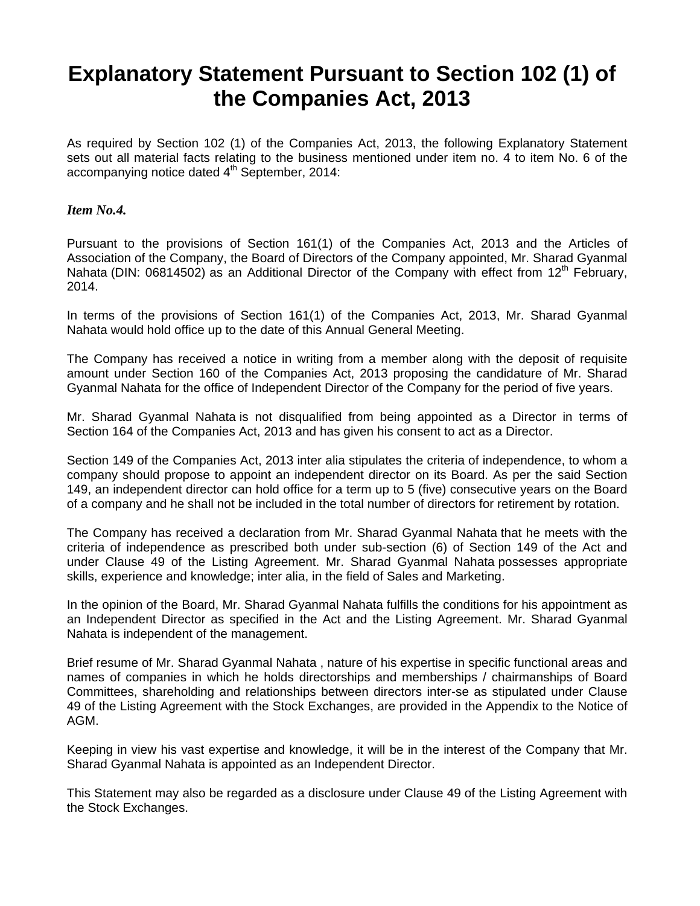# Explanatory Statement Pursuant to Section 102 (1) of the Companies Act, 2013

As required by Section 102 (1) of the Companies Act, 2013, the following Explanatory Statement sets out all material facts relating to the business mentioned under item no. 4 to item No. 6 of the accompanying notice dated 4th September, 2014:

***Item No.4.***

Pursuant to the provisions of Section 161(1) of the Companies Act, 2013 and the Articles of Association of the Company, the Board of Directors of the Company appointed, Mr. Sharad Gyanmal Nahata (DIN: 06814502) as an Additional Director of the Company with effect from 12th February, 2014.

In terms of the provisions of Section 161(1) of the Companies Act, 2013, Mr. Sharad Gyanmal Nahata would hold office up to the date of this Annual General Meeting.

The Company has received a notice in writing from a member along with the deposit of requisite amount under Section 160 of the Companies Act, 2013 proposing the candidature of Mr. Sharad Gyanmal Nahata for the office of Independent Director of the Company for the period of five years.

Mr. Sharad Gyanmal Nahata is not disqualified from being appointed as a Director in terms of Section 164 of the Companies Act, 2013 and has given his consent to act as a Director.

Section 149 of the Companies Act, 2013 inter alia stipulates the criteria of independence, to whom a company should propose to appoint an independent director on its Board. As per the said Section 149, an independent director can hold office for a term up to 5 (five) consecutive years on the Board of a company and he shall not be included in the total number of directors for retirement by rotation.

The Company has received a declaration from Mr. Sharad Gyanmal Nahata that he meets with the criteria of independence as prescribed both under sub-section (6) of Section 149 of the Act and under Clause 49 of the Listing Agreement. Mr. Sharad Gyanmal Nahata possesses appropriate skills, experience and knowledge; inter alia, in the field of Sales and Marketing.

In the opinion of the Board, Mr. Sharad Gyanmal Nahata fulfills the conditions for his appointment as an Independent Director as specified in the Act and the Listing Agreement. Mr. Sharad Gyanmal Nahata is independent of the management.

Brief resume of Mr. Sharad Gyanmal Nahata , nature of his expertise in specific functional areas and names of companies in which he holds directorships and memberships / chairmanships of Board Committees, shareholding and relationships between directors inter-se as stipulated under Clause 49 of the Listing Agreement with the Stock Exchanges, are provided in the Appendix to the Notice of AGM.

Keeping in view his vast expertise and knowledge, it will be in the interest of the Company that Mr. Sharad Gyanmal Nahata is appointed as an Independent Director.

This Statement may also be regarded as a disclosure under Clause 49 of the Listing Agreement with the Stock Exchanges.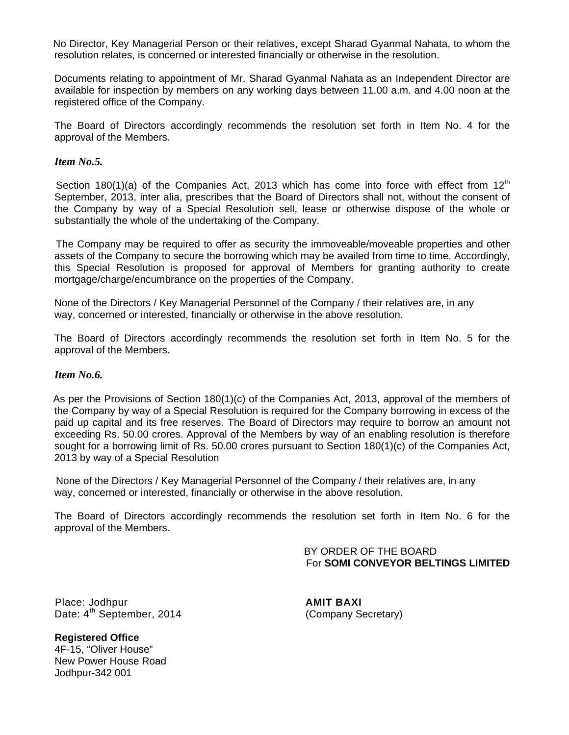No Director, Key Managerial Person or their relatives, except Sharad Gyanmal Nahata, to whom the resolution relates, is concerned or interested financially or otherwise in the resolution.

Documents relating to appointment of Mr. Sharad Gyanmal Nahata as an Independent Director are available for inspection by members on any working days between 11.00 a.m. and 4.00 noon at the registered office of the Company.

The Board of Directors accordingly recommends the resolution set forth in Item No. 4 for the approval of the Members.

***Item No.5.***

Section 180(1)(a) of the Companies Act, 2013 which has come into force with effect from 12th September, 2013, inter alia, prescribes that the Board of Directors shall not, without the consent of the Company by way of a Special Resolution sell, lease or otherwise dispose of the whole or substantially the whole of the undertaking of the Company.

The Company may be required to offer as security the immoveable/moveable properties and other assets of the Company to secure the borrowing which may be availed from time to time. Accordingly, this Special Resolution is proposed for approval of Members for granting authority to create mortgage/charge/encumbrance on the properties of the Company.

None of the Directors / Key Managerial Personnel of the Company / their relatives are, in any way, concerned or interested, financially or otherwise in the above resolution.

The Board of Directors accordingly recommends the resolution set forth in Item No. 5 for the approval of the Members.

***Item No.6.***

As per the Provisions of Section 180(1)(c) of the Companies Act, 2013, approval of the members of the Company by way of a Special Resolution is required for the Company borrowing in excess of the paid up capital and its free reserves. The Board of Directors may require to borrow an amount not exceeding Rs. 50.00 crores. Approval of the Members by way of an enabling resolution is therefore sought for a borrowing limit of Rs. 50.00 crores pursuant to Section 180(1)(c) of the Companies Act, 2013 by way of a Special Resolution

None of the Directors / Key Managerial Personnel of the Company / their relatives are, in any way, concerned or interested, financially or otherwise in the above resolution.

The Board of Directors accordingly recommends the resolution set forth in Item No. 6 for the approval of the Members.

BY ORDER OF THE BOARD
For **SOMI CONVEYOR BELTINGS LIMITED**

Place: Jodhpur
Date: 4th September, 2014

**AMIT BAXI**
(Company Secretary)

**Registered Office**
4F-15, "Oliver House"
New Power House Road
Jodhpur-342 001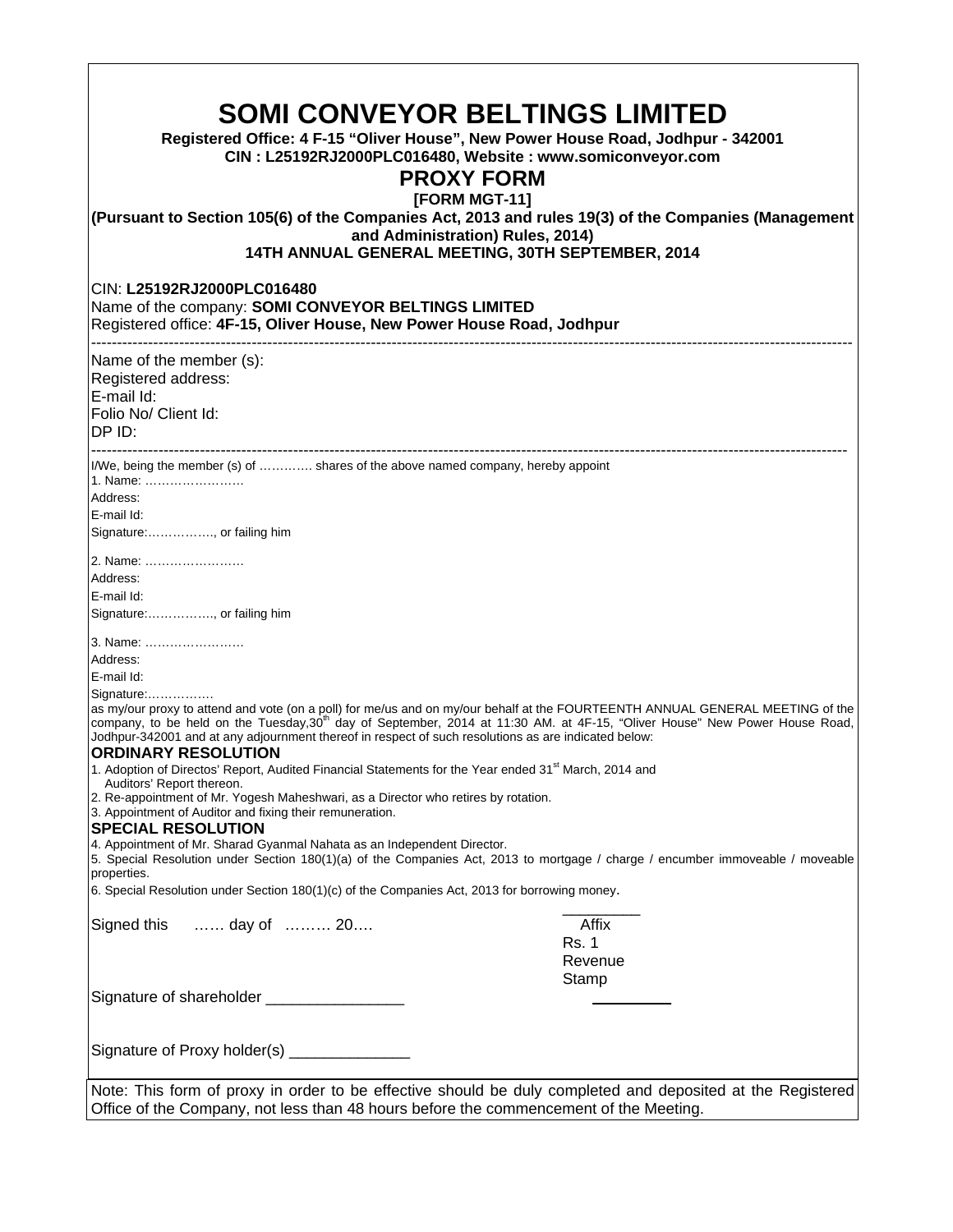# SOMI CONVEYOR BELTINGS LIMITED

**Registered Office: 4 F-15 “Oliver House”, New Power House Road, Jodhpur - 342001**
**CIN : L25192RJ2000PLC016480, Website : www.somiconveyor.com**

## PROXY FORM

**[FORM MGT-11]**

**(Pursuant to Section 105(6) of the Companies Act, 2013 and rules 19(3) of the Companies (Management and Administration) Rules, 2014)**

**14TH ANNUAL GENERAL MEETING, 30TH SEPTEMBER, 2014**

CIN: **L25192RJ2000PLC016480**
Name of the company: **SOMI CONVEYOR BELTINGS LIMITED**
Registered office: **4F-15, Oliver House, New Power House Road, Jodhpur**

---

Name of the member (s):
Registered address:
E-mail Id:
Folio No/ Client Id:
DP ID:

---

I/We, being the member (s) of ………… shares of the above named company, hereby appoint

1. Name: ……………………
Address:
E-mail Id:
Signature:……………., or failing him

2. Name: ……………………
Address:
E-mail Id:
Signature:……………., or failing him

3. Name: ……………………
Address:
E-mail Id:
Signature:…………….

as my/our proxy to attend and vote (on a poll) for me/us and on my/our behalf at the FOURTEENTH ANNUAL GENERAL MEETING of the company, to be held on the Tuesday,30th day of September, 2014 at 11:30 AM. at 4F-15, “Oliver House” New Power House Road, Jodhpur-342001 and at any adjournment thereof in respect of such resolutions as are indicated below:

**ORDINARY RESOLUTION**

1. Adoption of Directos' Report, Audited Financial Statements for the Year ended 31st March, 2014 and Auditors' Report thereon.
2. Re-appointment of Mr. Yogesh Maheshwari, as a Director who retires by rotation.
3. Appointment of Auditor and fixing their remuneration.

**SPECIAL RESOLUTION**

4. Appointment of Mr. Sharad Gyanmal Nahata as an Independent Director.
5. Special Resolution under Section 180(1)(a) of the Companies Act, 2013 to mortgage / charge / encumber immoveable / moveable properties.
6. Special Resolution under Section 180(1)(c) of the Companies Act, 2013 for borrowing money.

Signed this …… day of ……… 20….

Affix Rs. 1 Revenue Stamp

Signature of shareholder _______________

Signature of Proxy holder(s) _____________

Note: This form of proxy in order to be effective should be duly completed and deposited at the Registered Office of the Company, not less than 48 hours before the commencement of the Meeting.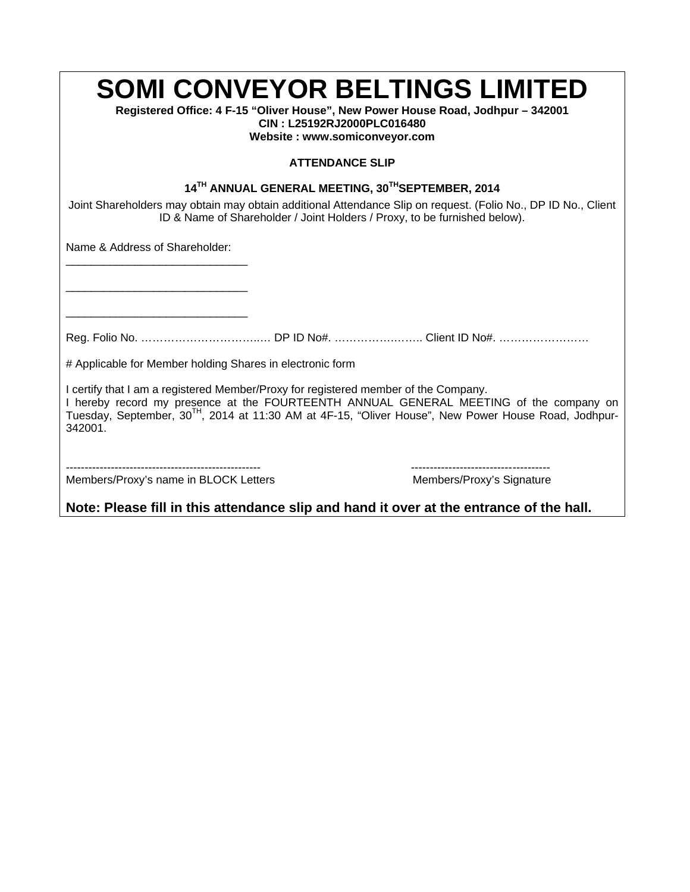# SOMI CONVEYOR BELTINGS LIMITED

**Registered Office: 4 F-15 "Oliver House", New Power House Road, Jodhpur – 342001**
**CIN : L25192RJ2000PLC016480**
**Website : www.somiconveyor.com**

**ATTENDANCE SLIP**

**14TH ANNUAL GENERAL MEETING, 30TH SEPTEMBER, 2014**

Joint Shareholders may obtain may obtain additional Attendance Slip on request. (Folio No., DP ID No., Client ID & Name of Shareholder / Joint Holders / Proxy, to be furnished below).

Name & Address of Shareholder:
______________________________

______________________________

______________________________

Reg. Folio No. ……………………………..… DP ID No#. …………………….. Client ID No#. ……………………

# Applicable for Member holding Shares in electronic form

I certify that I am a registered Member/Proxy for registered member of the Company.
I hereby record my presence at the FOURTEENTH ANNUAL GENERAL MEETING of the company on Tuesday, September, 30TH, 2014 at 11:30 AM at 4F-15, "Oliver House", New Power House Road, Jodhpur-342001.

---------------------------------------------------- &nbsp;&nbsp;&nbsp;&nbsp;&nbsp;&nbsp;&nbsp;&nbsp; -------------------------------------
Members/Proxy's name in BLOCK Letters &nbsp;&nbsp;&nbsp;&nbsp;&nbsp;&nbsp;&nbsp;&nbsp; Members/Proxy's Signature

**Note: Please fill in this attendance slip and hand it over at the entrance of the hall.**